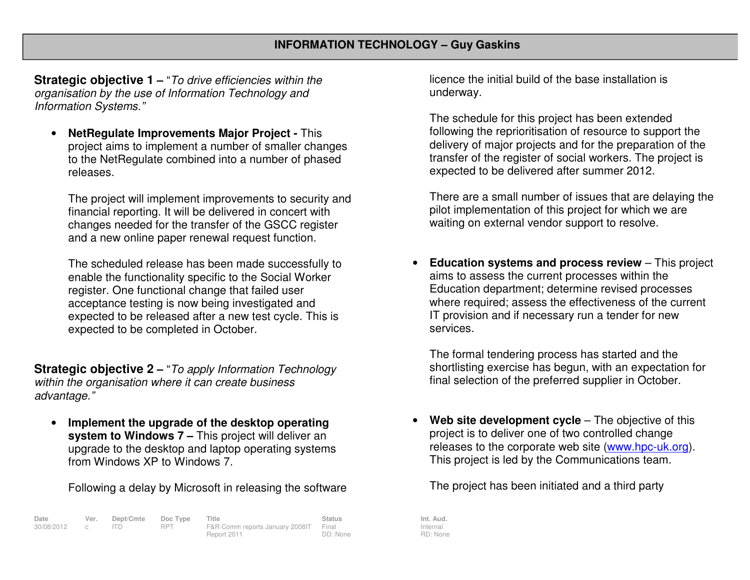## INFORMATION TECHNOLOGY – Guy Gaskins

**Strategic objective 1 –** "*To drive efficiencies within the organisation by the use of Information Technology and Information Systems.*"

- **NetRegulate Improvements Major Project -** This project aims to implement a number of smaller changes to the NetRegulate combined into a number of phased releases.

  The project will implement improvements to security and financial reporting. It will be delivered in concert with changes needed for the transfer of the GSCC register and a new online paper renewal request function.

  The scheduled release has been made successfully to enable the functionality specific to the Social Worker register. One functional change that failed user acceptance testing is now being investigated and expected to be released after a new test cycle. This is expected to be completed in October.

**Strategic objective 2 –** "*To apply Information Technology within the organisation where it can create business advantage.*"

- **Implement the upgrade of the desktop operating system to Windows 7 –** This project will deliver an upgrade to the desktop and laptop operating systems from Windows XP to Windows 7.

  Following a delay by Microsoft in releasing the software licence the initial build of the base installation is underway.

  The schedule for this project has been extended following the reprioritisation of resource to support the delivery of major projects and for the preparation of the transfer of the register of social workers. The project is expected to be delivered after summer 2012.

  There are a small number of issues that are delaying the pilot implementation of this project for which we are waiting on external vendor support to resolve.

- **Education systems and process review** – This project aims to assess the current processes within the Education department; determine revised processes where required; assess the effectiveness of the current IT provision and if necessary run a tender for new services.

  The formal tendering process has started and the shortlisting exercise has begun, with an expectation for final selection of the preferred supplier in October.

- **Web site development cycle** – The objective of this project is to deliver one of two controlled change releases to the corporate web site (www.hpc-uk.org). This project is led by the Communications team.

  The project has been initiated and a third party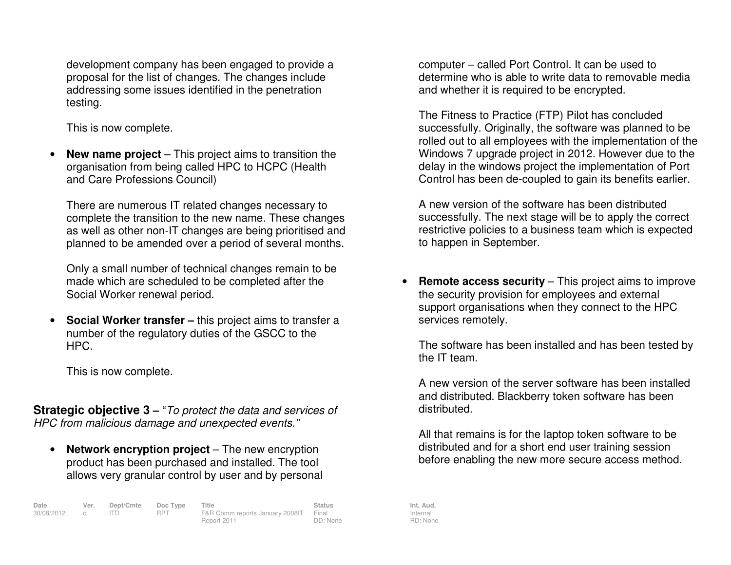development company has been engaged to provide a proposal for the list of changes. The changes include addressing some issues identified in the penetration testing.

This is now complete.

- **New name project** – This project aims to transition the organisation from being called HPC to HCPC (Health and Care Professions Council)

  There are numerous IT related changes necessary to complete the transition to the new name. These changes as well as other non-IT changes are being prioritised and planned to be amended over a period of several months.

  Only a small number of technical changes remain to be made which are scheduled to be completed after the Social Worker renewal period.

- **Social Worker transfer –** this project aims to transfer a number of the regulatory duties of the GSCC to the HPC.

  This is now complete.

**Strategic objective 3 –** "*To protect the data and services of HPC from malicious damage and unexpected events.*"

- **Network encryption project** – The new encryption product has been purchased and installed. The tool allows very granular control by user and by personal computer – called Port Control. It can be used to determine who is able to write data to removable media and whether it is required to be encrypted.

  The Fitness to Practice (FTP) Pilot has concluded successfully. Originally, the software was planned to be rolled out to all employees with the implementation of the Windows 7 upgrade project in 2012. However due to the delay in the windows project the implementation of Port Control has been de-coupled to gain its benefits earlier.

  A new version of the software has been distributed successfully. The next stage will be to apply the correct restrictive policies to a business team which is expected to happen in September.

- **Remote access security** – This project aims to improve the security provision for employees and external support organisations when they connect to the HPC services remotely.

  The software has been installed and has been tested by the IT team.

  A new version of the server software has been installed and distributed. Blackberry token software has been distributed.

  All that remains is for the laptop token software to be distributed and for a short end user training session before enabling the new more secure access method.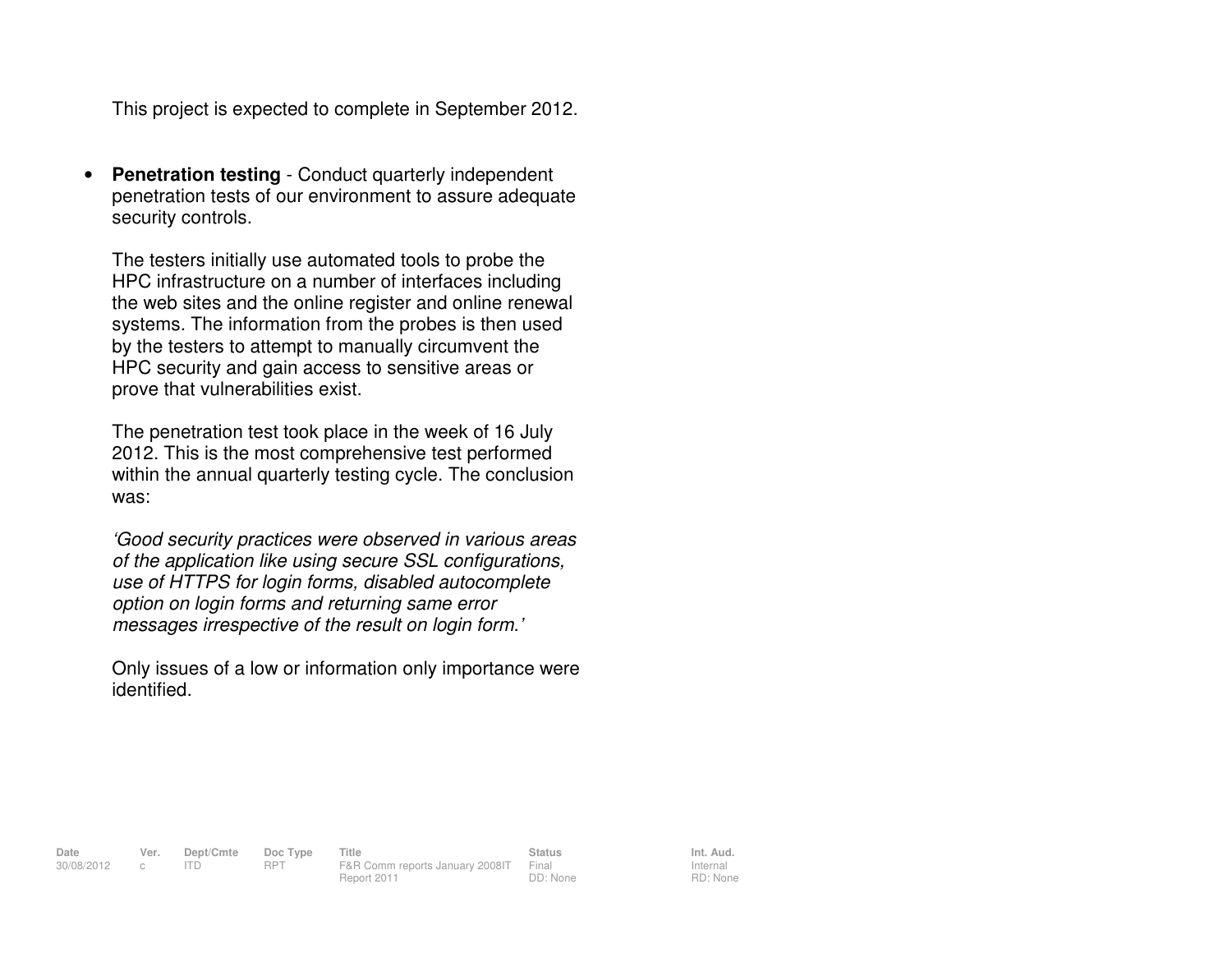This project is expected to complete in September 2012.

- **Penetration testing** - Conduct quarterly independent penetration tests of our environment to assure adequate security controls.

  The testers initially use automated tools to probe the HPC infrastructure on a number of interfaces including the web sites and the online register and online renewal systems. The information from the probes is then used by the testers to attempt to manually circumvent the HPC security and gain access to sensitive areas or prove that vulnerabilities exist.

  The penetration test took place in the week of 16 July 2012. This is the most comprehensive test performed within the annual quarterly testing cycle. The conclusion was:

  *'Good security practices were observed in various areas of the application like using secure SSL configurations, use of HTTPS for login forms, disabled autocomplete option on login forms and returning same error messages irrespective of the result on login form.'*

  Only issues of a low or information only importance were identified.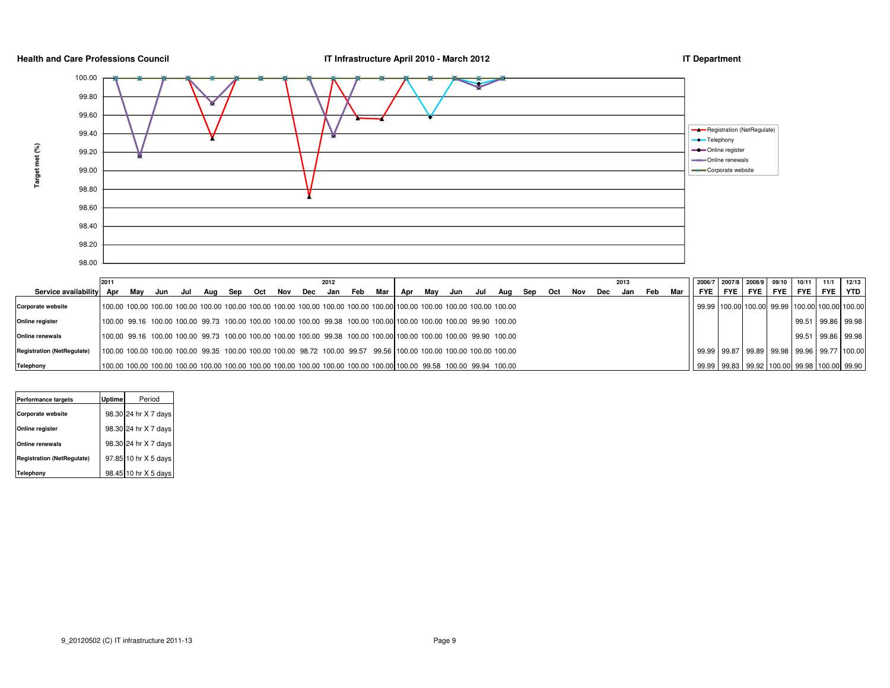**Health and Care Professions Council**

**IT Infrastructure April 2010 - March 2012**

**IT Department**

Target met (%)

100.00
99.80
99.60
99.40
99.20
99.00
98.80
98.60
98.40
98.20
98.00

Registration (NetRegulate)
Telephony
Online register
Online renewals
Corporate website

| | 2011 | | | | | | | | | 2012 | | | | | | | | | | | | | 2013 | | | 2006/7 | 2007/8 | 2008/9 | 09/10 | 10/11 | 11/1 | 12/13 |
|---|---|---|---|---|---|---|---|---|---|---|---|---|---|---|---|---|---|---|---|---|---|---|---|---|---|---|---|---|---|---|---|---|
| **Service availability** | **Apr** | **May** | **Jun** | **Jul** | **Aug** | **Sep** | **Oct** | **Nov** | **Dec** | **Jan** | **Feb** | **Mar** | **Apr** | **May** | **Jun** | **Jul** | **Aug** | **Sep** | **Oct** | **Nov** | **Dec** | **Jan** | **Feb** | **Mar** | **FYE** | **FYE** | **FYE** | **FYE** | **FYE** | **FYE** | **YTD** |
| **Corporate website** | 100.00 | 100.00 | 100.00 | 100.00 | 100.00 | 100.00 | 100.00 | 100.00 | 100.00 | 100.00 | 100.00 | 100.00 | 100.00 | 100.00 | 100.00 | 100.00 | 100.00 | | | | | | | | 99.99 | 100.00 | 100.00 | 99.99 | 100.00 | 100.00 | 100.00 |
| **Online register** | 100.00 | 99.16 | 100.00 | 100.00 | 99.73 | 100.00 | 100.00 | 100.00 | 100.00 | 99.38 | 100.00 | 100.00 | 100.00 | 100.00 | 100.00 | 99.90 | 100.00 | | | | | | | | | | | | 99.51 | 99.86 | 99.98 |
| **Online renewals** | 100.00 | 99.16 | 100.00 | 100.00 | 99.73 | 100.00 | 100.00 | 100.00 | 100.00 | 99.38 | 100.00 | 100.00 | 100.00 | 100.00 | 100.00 | 99.90 | 100.00 | | | | | | | | | | | | 99.51 | 99.86 | 99.98 |
| **Registration (NetRegulate)** | 100.00 | 100.00 | 100.00 | 100.00 | 99.35 | 100.00 | 100.00 | 100.00 | 98.72 | 100.00 | 99.57 | 99.56 | 100.00 | 100.00 | 100.00 | 100.00 | 100.00 | | | | | | | | 99.99 | 99.87 | 99.89 | 99.98 | 99.96 | 99.77 | 100.00 |
| **Telephony** | 100.00 | 100.00 | 100.00 | 100.00 | 100.00 | 100.00 | 100.00 | 100.00 | 100.00 | 100.00 | 100.00 | 100.00 | 100.00 | 99.58 | 100.00 | 99.94 | 100.00 | | | | | | | | 99.99 | 99,83 | 99.92 | 100.00 | 99.98 | 100.00 | 99.90 |

| **Performance targets** | **Uptime** | Period |
|---|---|---|
| **Corporate website** | 98.30 | 24 hr X 7 days |
| **Online register** | 98.30 | 24 hr X 7 days |
| **Online renewals** | 98.30 | 24 hr X 7 days |
| **Registration (NetRegulate)** | 97.85 | 10 hr X 5 days |
| **Telephony** | 98.45 | 10 hr X 5 days |